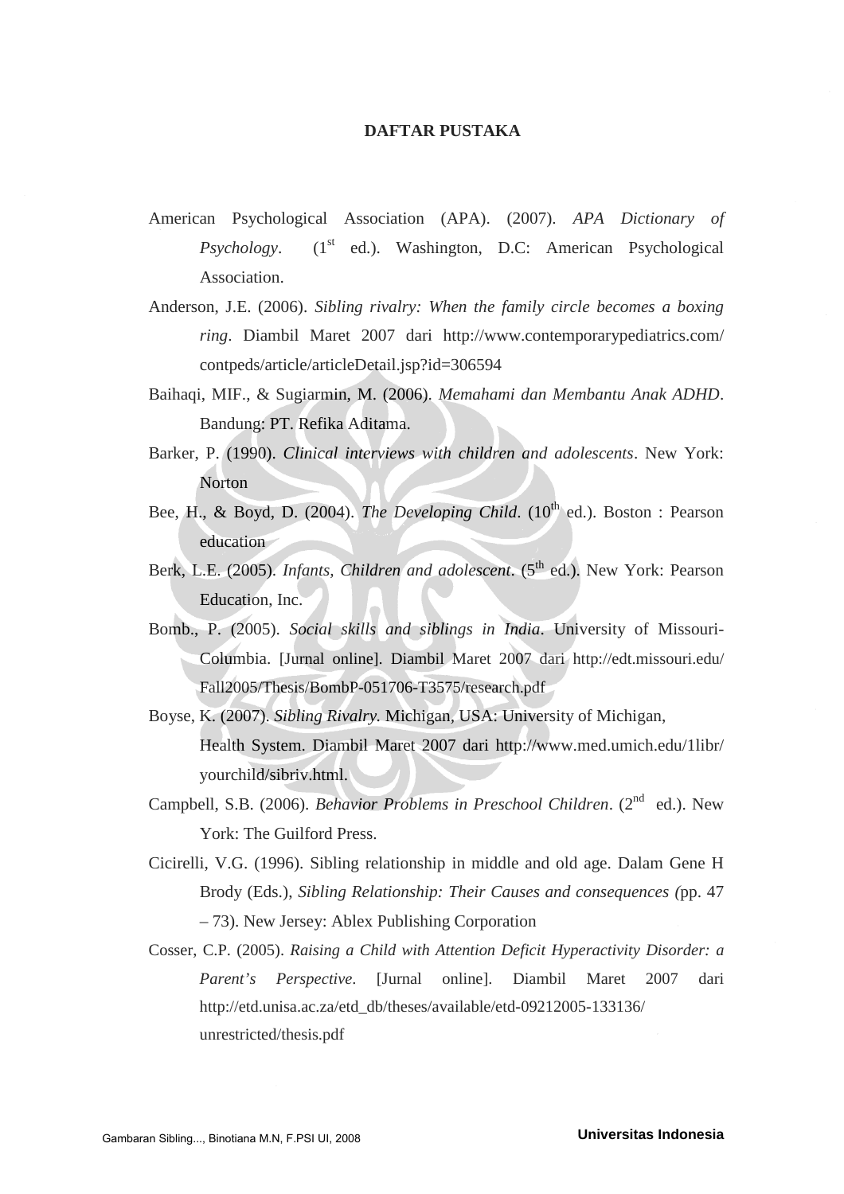# DAFTAR PUSTAKA

American Psychological Association (APA). (2007). *APA Dictionary of Psychology*. (1st ed.). Washington, D.C: American Psychological Association.

Anderson, J.E. (2006). *Sibling rivalry: When the family circle becomes a boxing ring*. Diambil Maret 2007 dari http://www.contemporarypediatrics.com/contpeds/article/articleDetail.jsp?id=306594

Baihaqi, MIF., & Sugiarmin, M. (2006). *Memahami dan Membantu Anak ADHD*. Bandung: PT. Refika Aditama.

Barker, P. (1990). *Clinical interviews with children and adolescents*. New York: Norton

Bee, H., & Boyd, D. (2004). *The Developing Child*. (10th ed.). Boston : Pearson education

Berk, L.E. (2005). *Infants, Children and adolescent*. (5th ed.). New York: Pearson Education, Inc.

Bomb., P. (2005). *Social skills and siblings in India*. University of Missouri-Columbia. [Jurnal online]. Diambil Maret 2007 dari http://edt.missouri.edu/Fall2005/Thesis/BombP-051706-T3575/research.pdf

Boyse, K. (2007). *Sibling Rivalry.* Michigan, USA: University of Michigan, Health System. Diambil Maret 2007 dari http://www.med.umich.edu/1libr/yourchild/sibriv.html.

Campbell, S.B. (2006). *Behavior Problems in Preschool Children*. (2nd ed.). New York: The Guilford Press.

Cicirelli, V.G. (1996). Sibling relationship in middle and old age. Dalam Gene H Brody (Eds.), *Sibling Relationship: Their Causes and consequences (*pp. 47 – 73). New Jersey: Ablex Publishing Corporation

Cosser, C.P. (2005). *Raising a Child with Attention Deficit Hyperactivity Disorder: a Parent's Perspective*. [Jurnal online]. Diambil Maret 2007 dari http://etd.unisa.ac.za/etd_db/theses/available/etd-09212005-133136/unrestricted/thesis.pdf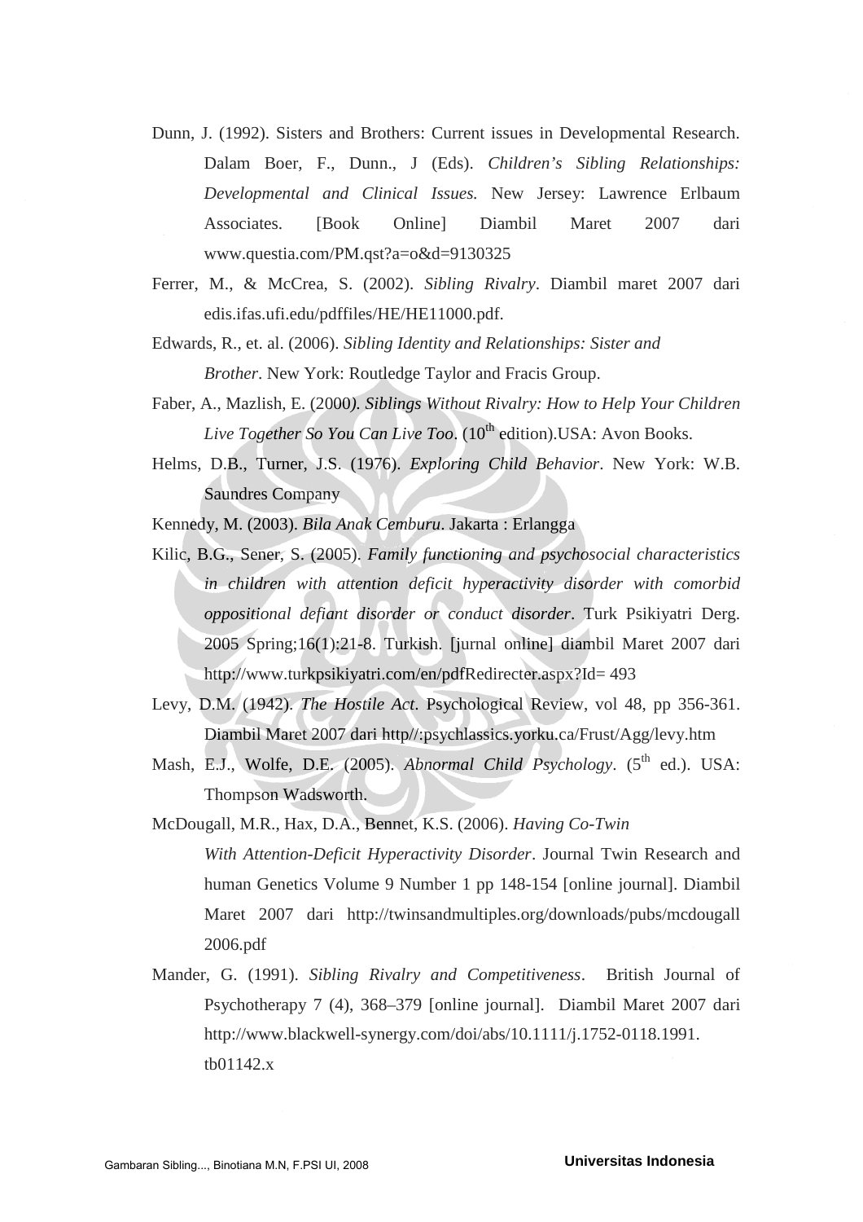Dunn, J. (1992). Sisters and Brothers: Current issues in Developmental Research. Dalam Boer, F., Dunn., J (Eds). *Children's Sibling Relationships: Developmental and Clinical Issues.* New Jersey: Lawrence Erlbaum Associates. [Book Online] Diambil Maret 2007 dari www.questia.com/PM.qst?a=o&d=9130325

Ferrer, M., & McCrea, S. (2002). *Sibling Rivalry*. Diambil maret 2007 dari edis.ifas.ufi.edu/pdffiles/HE/HE11000.pdf.

Edwards, R., et. al. (2006). *Sibling Identity and Relationships: Sister and Brother*. New York: Routledge Taylor and Fracis Group.

Faber, A., Mazlish, E. (2000*). Siblings Without Rivalry: How to Help Your Children Live Together So You Can Live Too*. (10th edition).USA: Avon Books.

Helms, D.B., Turner, J.S. (1976). *Exploring Child Behavior*. New York: W.B. Saundres Company

Kennedy, M. (2003). *Bila Anak Cemburu*. Jakarta : Erlangga

Kilic, B.G., Sener, S. (2005). *Family functioning and psychosocial characteristics in children with attention deficit hyperactivity disorder with comorbid oppositional defiant disorder or conduct disorder*. Turk Psikiyatri Derg. 2005 Spring;16(1):21-8. Turkish. [jurnal online] diambil Maret 2007 dari http://www.turkpsikiyatri.com/en/pdfRedirecter.aspx?Id= 493

Levy, D.M. (1942). *The Hostile Act*. Psychological Review, vol 48, pp 356-361. Diambil Maret 2007 dari http//:psychlassics.yorku.ca/Frust/Agg/levy.htm

Mash, E.J., Wolfe, D.E. (2005). *Abnormal Child Psychology*. (5th ed.). USA: Thompson Wadsworth.

McDougall, M.R., Hax, D.A., Bennet, K.S. (2006). *Having Co-Twin With Attention-Deficit Hyperactivity Disorder*. Journal Twin Research and human Genetics Volume 9 Number 1 pp 148-154 [online journal]. Diambil Maret 2007 dari http://twinsandmultiples.org/downloads/pubs/mcdougall 2006.pdf

Mander, G. (1991). *Sibling Rivalry and Competitiveness*. British Journal of Psychotherapy 7 (4), 368–379 [online journal]. Diambil Maret 2007 dari http://www.blackwell-synergy.com/doi/abs/10.1111/j.1752-0118.1991. tb01142.x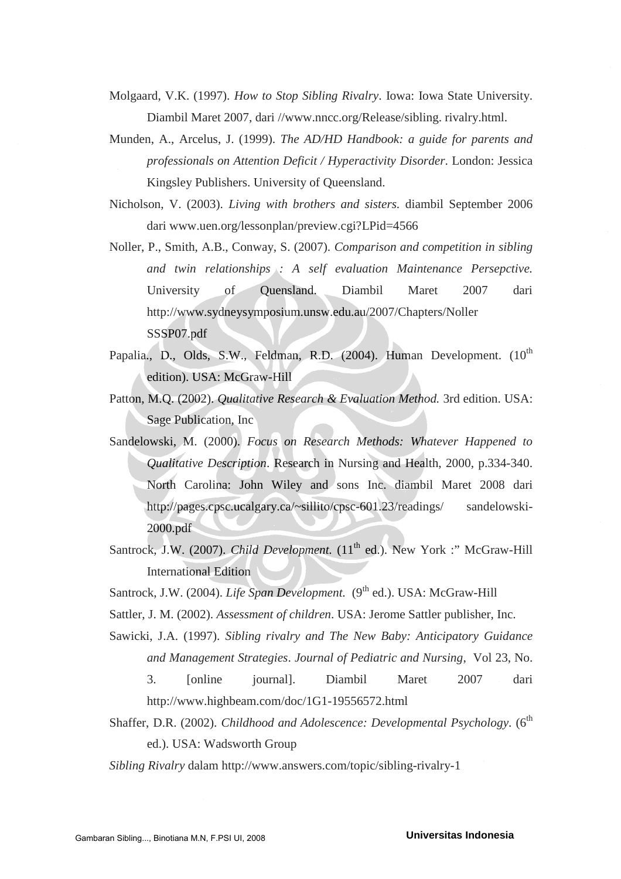Molgaard, V.K. (1997). *How to Stop Sibling Rivalry*. Iowa: Iowa State University. Diambil Maret 2007, dari //www.nncc.org/Release/sibling. rivalry.html.

Munden, A., Arcelus, J. (1999). *The AD/HD Handbook: a guide for parents and professionals on Attention Deficit / Hyperactivity Disorder*. London: Jessica Kingsley Publishers. University of Queensland.

Nicholson, V. (2003). *Living with brothers and sisters.* diambil September 2006 dari www.uen.org/lessonplan/preview.cgi?LPid=4566

Noller, P., Smith, A.B., Conway, S. (2007). *Comparison and competition in sibling and twin relationships : A self evaluation Maintenance Persepctive.* University of Quensland. Diambil Maret 2007 dari http://www.sydneysymposium.unsw.edu.au/2007/Chapters/Noller SSSP07.pdf

Papalia., D., Olds, S.W., Feldman, R.D. (2004). Human Development. (10th edition). USA: McGraw-Hill

Patton, M.Q. (2002). *Qualitative Research & Evaluation Method.* 3rd edition. USA: Sage Publication, Inc

Sandelowski, M. (2000). *Focus on Research Methods: Whatever Happened to Qualitative Description*. Research in Nursing and Health, 2000, p.334-340. North Carolina: John Wiley and sons Inc. diambil Maret 2008 dari http://pages.cpsc.ucalgary.ca/~sillito/cpsc-601.23/readings/ sandelowski-2000.pdf

Santrock, J.W. (2007). *Child Development.* (11th ed.). New York :" McGraw-Hill International Edition

Santrock, J.W. (2004). *Life Span Development.* (9th ed.). USA: McGraw-Hill

Sattler, J. M. (2002). *Assessment of children*. USA: Jerome Sattler publisher, Inc.

Sawicki, J.A. (1997). *Sibling rivalry and The New Baby: Anticipatory Guidance and Management Strategies*. *Journal of Pediatric and Nursing*, Vol 23, No. 3. [online journal]. Diambil Maret 2007 dari http://www.highbeam.com/doc/1G1-19556572.html

Shaffer, D.R. (2002). *Childhood and Adolescence: Developmental Psychology*. (6th ed.). USA: Wadsworth Group

*Sibling Rivalry* dalam http://www.answers.com/topic/sibling-rivalry-1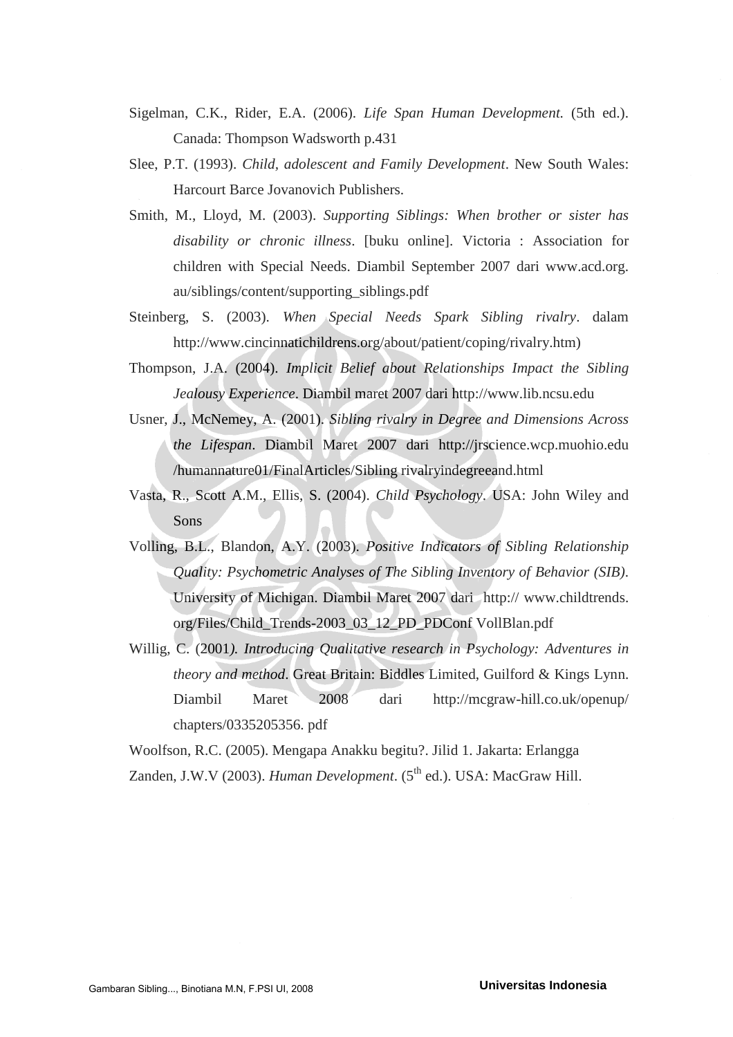Sigelman, C.K., Rider, E.A. (2006). *Life Span Human Development.* (5th ed.). Canada: Thompson Wadsworth p.431

Slee, P.T. (1993). *Child, adolescent and Family Development*. New South Wales: Harcourt Barce Jovanovich Publishers.

Smith, M., Lloyd, M. (2003). *Supporting Siblings: When brother or sister has disability or chronic illness*. [buku online]. Victoria : Association for children with Special Needs. Diambil September 2007 dari www.acd.org.au/siblings/content/supporting_siblings.pdf

Steinberg, S. (2003). *When Special Needs Spark Sibling rivalry*. dalam http://www.cincinnatichildrens.org/about/patient/coping/rivalry.htm)

Thompson, J.A. (2004). *Implicit Belief about Relationships Impact the Sibling Jealousy Experience*. Diambil maret 2007 dari http://www.lib.ncsu.edu

Usner, J., McNemey, A. (2001). *Sibling rivalry in Degree and Dimensions Across the Lifespan*. Diambil Maret 2007 dari http://jrscience.wcp.muohio.edu /humannature01/FinalArticles/Sibling rivalryindegreeand.html

Vasta, R., Scott A.M., Ellis, S. (2004). *Child Psychology*. USA: John Wiley and Sons

Volling, B.L., Blandon, A.Y. (2003). *Positive Indicators of Sibling Relationship Quality: Psychometric Analyses of The Sibling Inventory of Behavior (SIB)*. University of Michigan. Diambil Maret 2007 dari http:// www.childtrends. org/Files/Child_Trends-2003_03_12_PD_PDConf VollBlan.pdf

Willig, C. (2001*). Introducing Qualitative research in Psychology: Adventures in theory and method*. Great Britain: Biddles Limited, Guilford & Kings Lynn. Diambil Maret 2008 dari http://mcgraw-hill.co.uk/openup/ chapters/0335205356. pdf

Woolfson, R.C. (2005). Mengapa Anakku begitu?. Jilid 1. Jakarta: Erlangga

Zanden, J.W.V (2003). *Human Development*. (5th ed.). USA: MacGraw Hill.